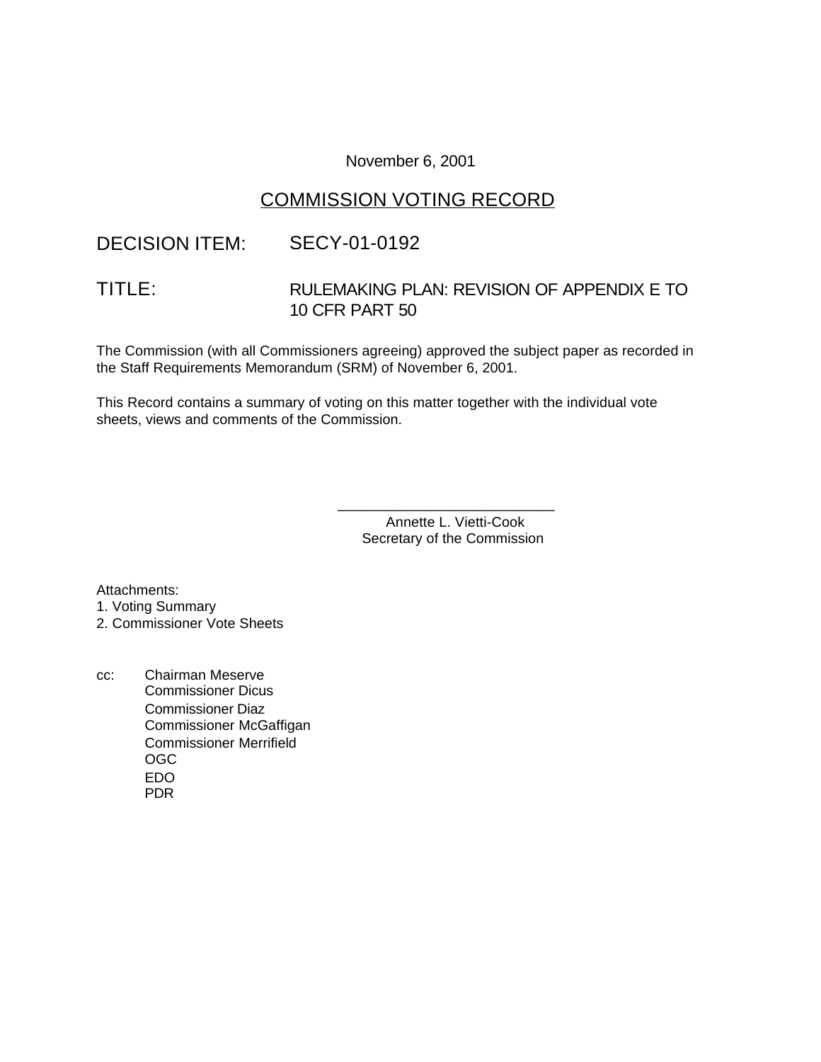November 6, 2001

# COMMISSION VOTING RECORD

DECISION ITEM: SECY-01-0192

TITLE: RULEMAKING PLAN: REVISION OF APPENDIX E TO 10 CFR PART 50

The Commission (with all Commissioners agreeing) approved the subject paper as recorded in the Staff Requirements Memorandum (SRM) of November 6, 2001.

This Record contains a summary of voting on this matter together with the individual vote sheets, views and comments of the Commission.

\_\_\_\_\_\_\_\_\_\_\_\_\_\_\_\_\_\_\_\_\_\_\_\_\_\_\_\_

Annette L. Vietti-Cook
Secretary of the Commission

Attachments:
1. Voting Summary
2. Commissioner Vote Sheets

cc: Chairman Meserve
Commissioner Dicus
Commissioner Diaz
Commissioner McGaffigan
Commissioner Merrifield
OGC
EDO
PDR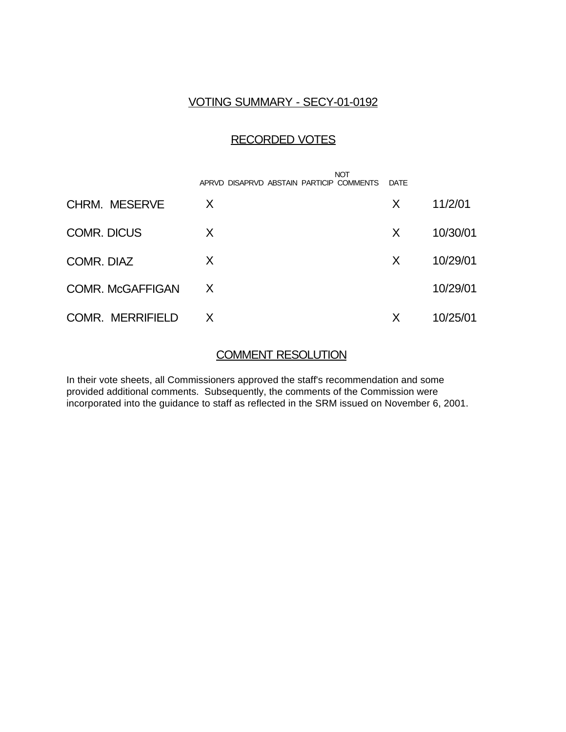## VOTING SUMMARY - SECY-01-0192

### RECORDED VOTES

| | APRVD | DISAPRVD | ABSTAIN | NOT PARTICIP | COMMENTS | DATE |
|---|---|---|---|---|---|---|
| CHRM. MESERVE | X | | | | X | 11/2/01 |
| COMR. DICUS | X | | | | X | 10/30/01 |
| COMR. DIAZ | X | | | | X | 10/29/01 |
| COMR. McGAFFIGAN | X | | | | | 10/29/01 |
| COMR. MERRIFIELD | X | | | | X | 10/25/01 |

### COMMENT RESOLUTION

In their vote sheets, all Commissioners approved the staff's recommendation and some provided additional comments. Subsequently, the comments of the Commission were incorporated into the guidance to staff as reflected in the SRM issued on November 6, 2001.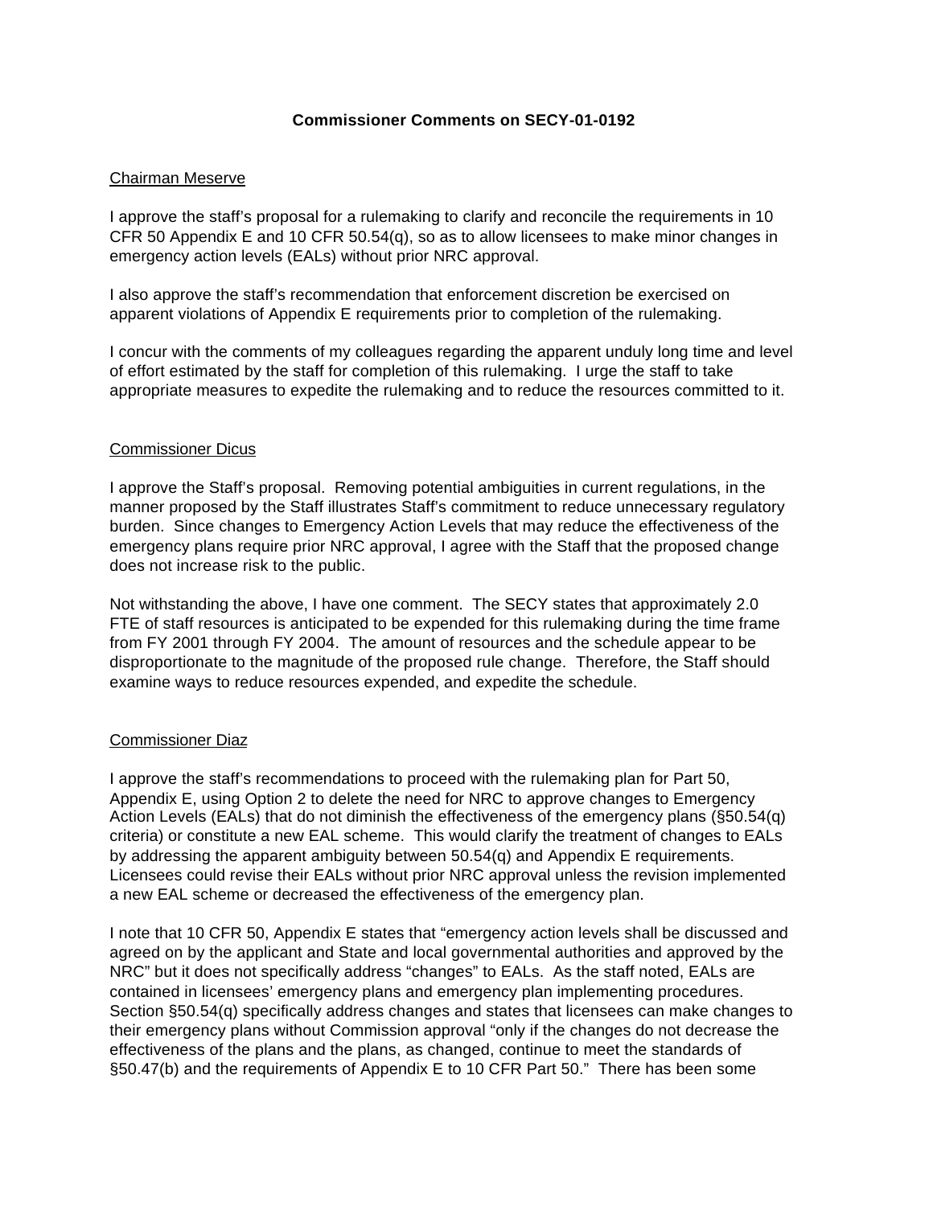**Commissioner Comments on SECY-01-0192**

Chairman Meserve

I approve the staff's proposal for a rulemaking to clarify and reconcile the requirements in 10 CFR 50 Appendix E and 10 CFR 50.54(q), so as to allow licensees to make minor changes in emergency action levels (EALs) without prior NRC approval.

I also approve the staff's recommendation that enforcement discretion be exercised on apparent violations of Appendix E requirements prior to completion of the rulemaking.

I concur with the comments of my colleagues regarding the apparent unduly long time and level of effort estimated by the staff for completion of this rulemaking. I urge the staff to take appropriate measures to expedite the rulemaking and to reduce the resources committed to it.

Commissioner Dicus

I approve the Staff's proposal. Removing potential ambiguities in current regulations, in the manner proposed by the Staff illustrates Staff's commitment to reduce unnecessary regulatory burden. Since changes to Emergency Action Levels that may reduce the effectiveness of the emergency plans require prior NRC approval, I agree with the Staff that the proposed change does not increase risk to the public.

Not withstanding the above, I have one comment. The SECY states that approximately 2.0 FTE of staff resources is anticipated to be expended for this rulemaking during the time frame from FY 2001 through FY 2004. The amount of resources and the schedule appear to be disproportionate to the magnitude of the proposed rule change. Therefore, the Staff should examine ways to reduce resources expended, and expedite the schedule.

Commissioner Diaz

I approve the staff's recommendations to proceed with the rulemaking plan for Part 50, Appendix E, using Option 2 to delete the need for NRC to approve changes to Emergency Action Levels (EALs) that do not diminish the effectiveness of the emergency plans (§50.54(q) criteria) or constitute a new EAL scheme. This would clarify the treatment of changes to EALs by addressing the apparent ambiguity between 50.54(q) and Appendix E requirements. Licensees could revise their EALs without prior NRC approval unless the revision implemented a new EAL scheme or decreased the effectiveness of the emergency plan.

I note that 10 CFR 50, Appendix E states that "emergency action levels shall be discussed and agreed on by the applicant and State and local governmental authorities and approved by the NRC" but it does not specifically address "changes" to EALs. As the staff noted, EALs are contained in licensees' emergency plans and emergency plan implementing procedures. Section §50.54(q) specifically address changes and states that licensees can make changes to their emergency plans without Commission approval "only if the changes do not decrease the effectiveness of the plans and the plans, as changed, continue to meet the standards of §50.47(b) and the requirements of Appendix E to 10 CFR Part 50." There has been some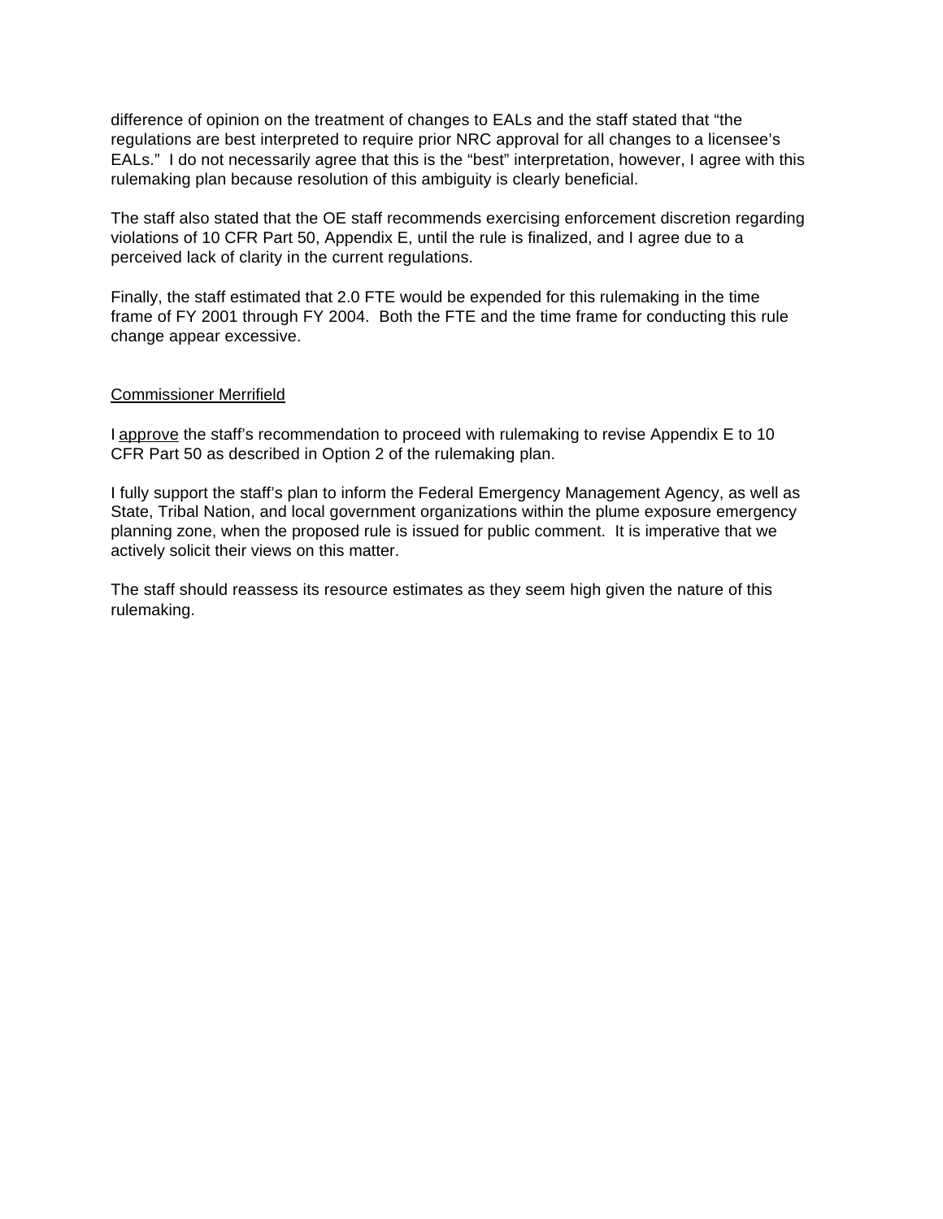difference of opinion on the treatment of changes to EALs and the staff stated that "the regulations are best interpreted to require prior NRC approval for all changes to a licensee's EALs." I do not necessarily agree that this is the "best" interpretation, however, I agree with this rulemaking plan because resolution of this ambiguity is clearly beneficial.

The staff also stated that the OE staff recommends exercising enforcement discretion regarding violations of 10 CFR Part 50, Appendix E, until the rule is finalized, and I agree due to a perceived lack of clarity in the current regulations.

Finally, the staff estimated that 2.0 FTE would be expended for this rulemaking in the time frame of FY 2001 through FY 2004. Both the FTE and the time frame for conducting this rule change appear excessive.

<u>Commissioner Merrifield</u>

I <u>approve</u> the staff's recommendation to proceed with rulemaking to revise Appendix E to 10 CFR Part 50 as described in Option 2 of the rulemaking plan.

I fully support the staff's plan to inform the Federal Emergency Management Agency, as well as State, Tribal Nation, and local government organizations within the plume exposure emergency planning zone, when the proposed rule is issued for public comment. It is imperative that we actively solicit their views on this matter.

The staff should reassess its resource estimates as they seem high given the nature of this rulemaking.